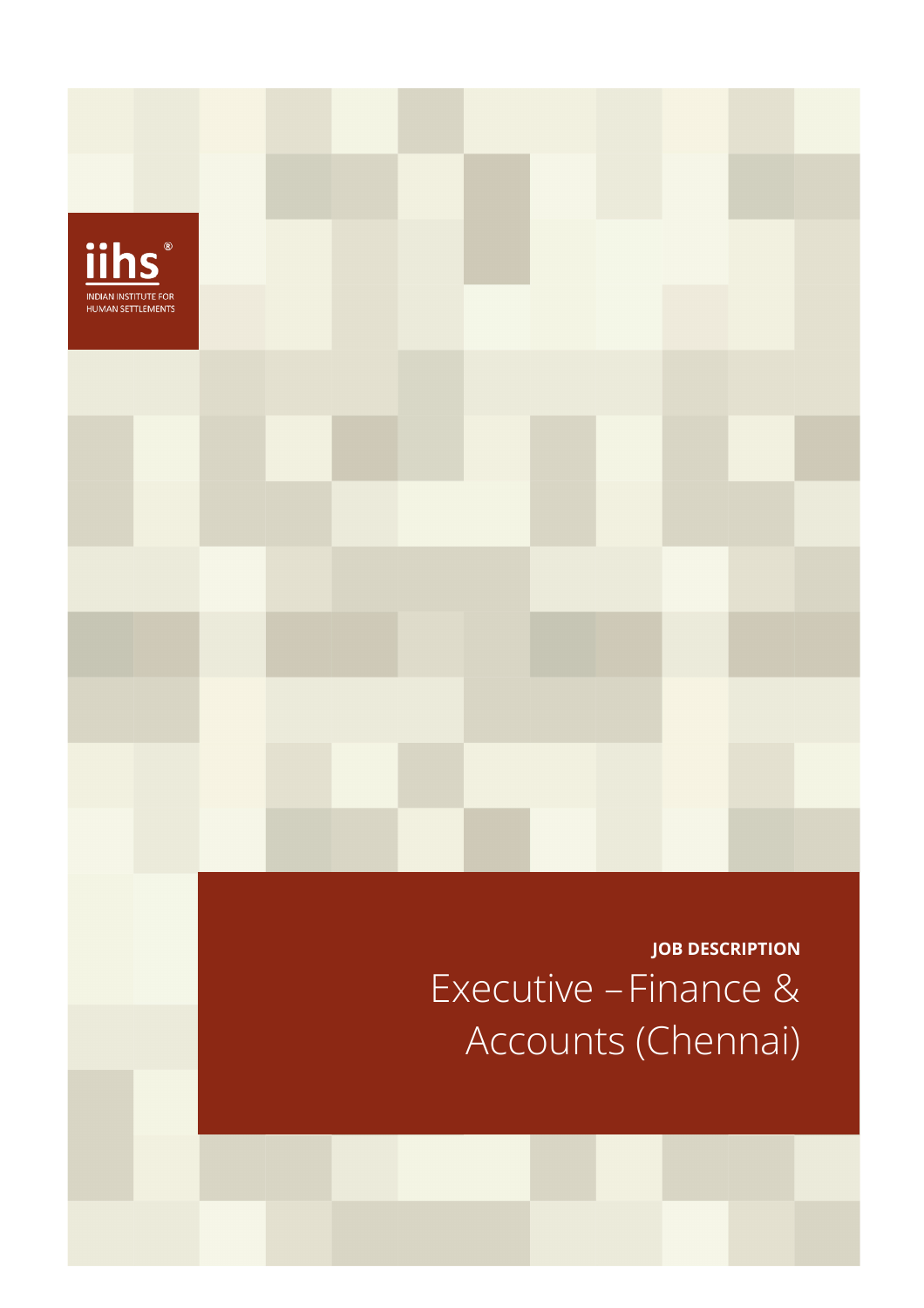iihs®

INDIAN INSTITUTE FOR HUMAN SETTLEMENTS

**JOB DESCRIPTION**

# Executive – Finance & Accounts (Chennai)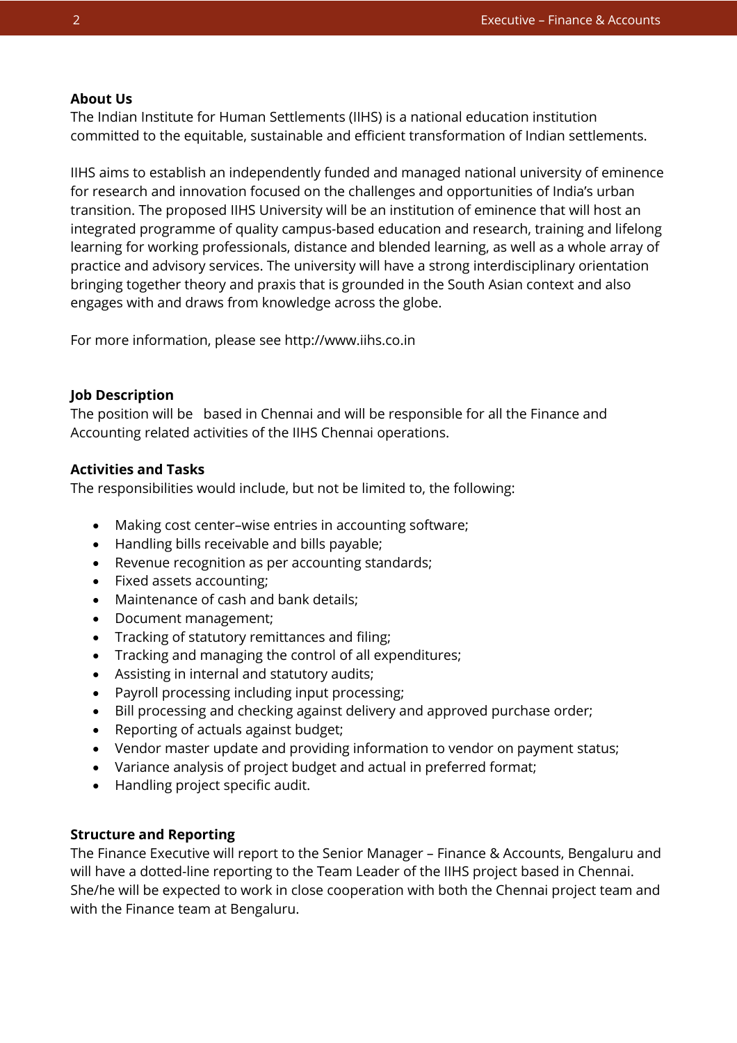**About Us**

The Indian Institute for Human Settlements (IIHS) is a national education institution committed to the equitable, sustainable and efficient transformation of Indian settlements.

IIHS aims to establish an independently funded and managed national university of eminence for research and innovation focused on the challenges and opportunities of India's urban transition. The proposed IIHS University will be an institution of eminence that will host an integrated programme of quality campus-based education and research, training and lifelong learning for working professionals, distance and blended learning, as well as a whole array of practice and advisory services. The university will have a strong interdisciplinary orientation bringing together theory and praxis that is grounded in the South Asian context and also engages with and draws from knowledge across the globe.

For more information, please see http://www.iihs.co.in

**Job Description**

The position will be based in Chennai and will be responsible for all the Finance and Accounting related activities of the IIHS Chennai operations.

**Activities and Tasks**

The responsibilities would include, but not be limited to, the following:

- Making cost center–wise entries in accounting software;
- Handling bills receivable and bills payable;
- Revenue recognition as per accounting standards;
- Fixed assets accounting;
- Maintenance of cash and bank details;
- Document management;
- Tracking of statutory remittances and filing;
- Tracking and managing the control of all expenditures;
- Assisting in internal and statutory audits;
- Payroll processing including input processing;
- Bill processing and checking against delivery and approved purchase order;
- Reporting of actuals against budget;
- Vendor master update and providing information to vendor on payment status;
- Variance analysis of project budget and actual in preferred format;
- Handling project specific audit.

**Structure and Reporting**

The Finance Executive will report to the Senior Manager – Finance & Accounts, Bengaluru and will have a dotted-line reporting to the Team Leader of the IIHS project based in Chennai. She/he will be expected to work in close cooperation with both the Chennai project team and with the Finance team at Bengaluru.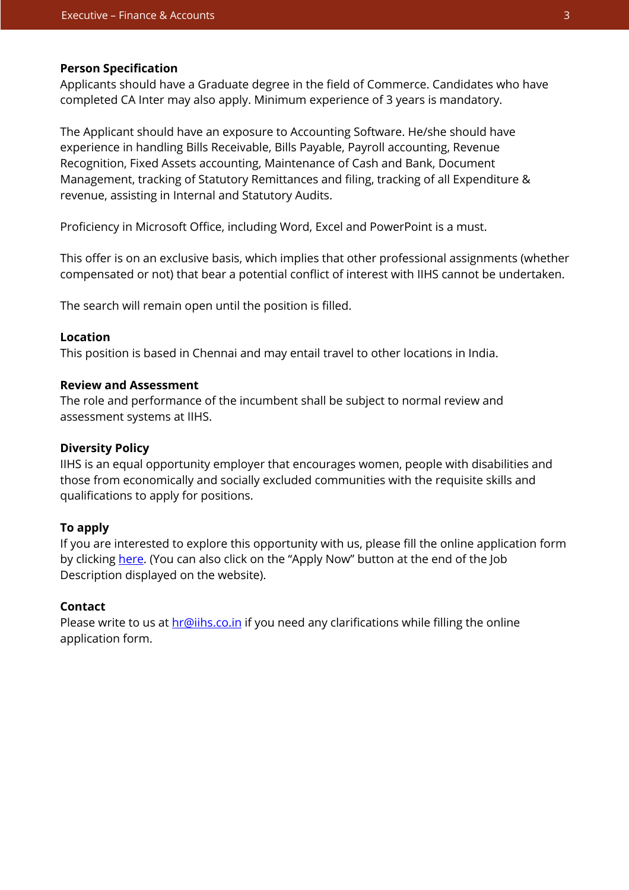**Person Specification**

Applicants should have a Graduate degree in the field of Commerce. Candidates who have completed CA Inter may also apply. Minimum experience of 3 years is mandatory.

The Applicant should have an exposure to Accounting Software. He/she should have experience in handling Bills Receivable, Bills Payable, Payroll accounting, Revenue Recognition, Fixed Assets accounting, Maintenance of Cash and Bank, Document Management, tracking of Statutory Remittances and filing, tracking of all Expenditure & revenue, assisting in Internal and Statutory Audits.

Proficiency in Microsoft Office, including Word, Excel and PowerPoint is a must.

This offer is on an exclusive basis, which implies that other professional assignments (whether compensated or not) that bear a potential conflict of interest with IIHS cannot be undertaken.

The search will remain open until the position is filled.

**Location**

This position is based in Chennai and may entail travel to other locations in India.

**Review and Assessment**

The role and performance of the incumbent shall be subject to normal review and assessment systems at IIHS.

**Diversity Policy**

IIHS is an equal opportunity employer that encourages women, people with disabilities and those from economically and socially excluded communities with the requisite skills and qualifications to apply for positions.

**To apply**

If you are interested to explore this opportunity with us, please fill the online application form by clicking here. (You can also click on the "Apply Now" button at the end of the Job Description displayed on the website).

**Contact**

Please write to us at hr@iihs.co.in if you need any clarifications while filling the online application form.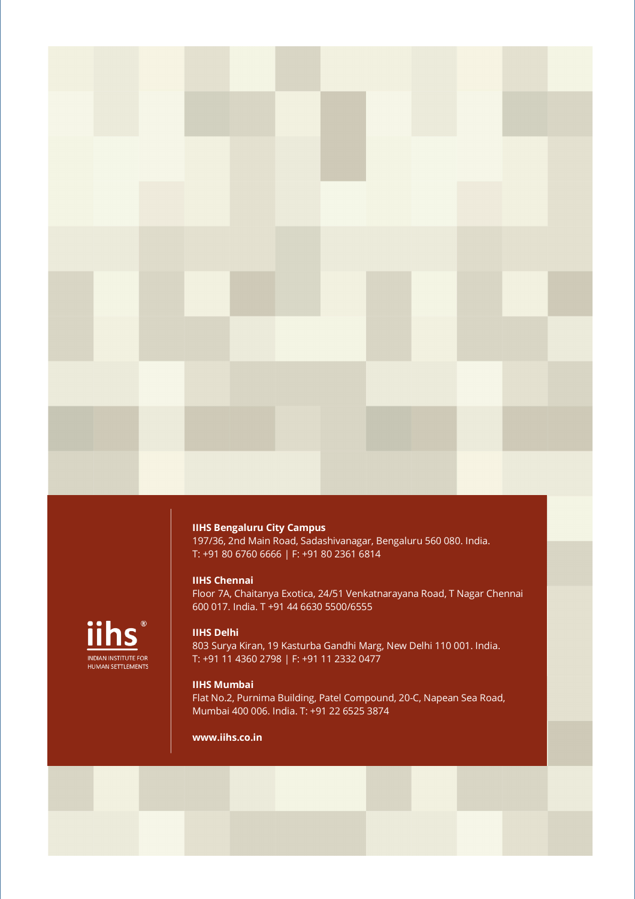iihs®
INDIAN INSTITUTE FOR HUMAN SETTLEMENTS

**IIHS Bengaluru City Campus**
197/36, 2nd Main Road, Sadashivanagar, Bengaluru 560 080. India.
T: +91 80 6760 6666 | F: +91 80 2361 6814

**IIHS Chennai**
Floor 7A, Chaitanya Exotica, 24/51 Venkatnarayana Road, T Nagar Chennai 600 017. India. T +91 44 6630 5500/6555

**IIHS Delhi**
803 Surya Kiran, 19 Kasturba Gandhi Marg, New Delhi 110 001. India.
T: +91 11 4360 2798 | F: +91 11 2332 0477

**IIHS Mumbai**
Flat No.2, Purnima Building, Patel Compound, 20-C, Napean Sea Road, Mumbai 400 006. India. T: +91 22 6525 3874

**www.iihs.co.in**